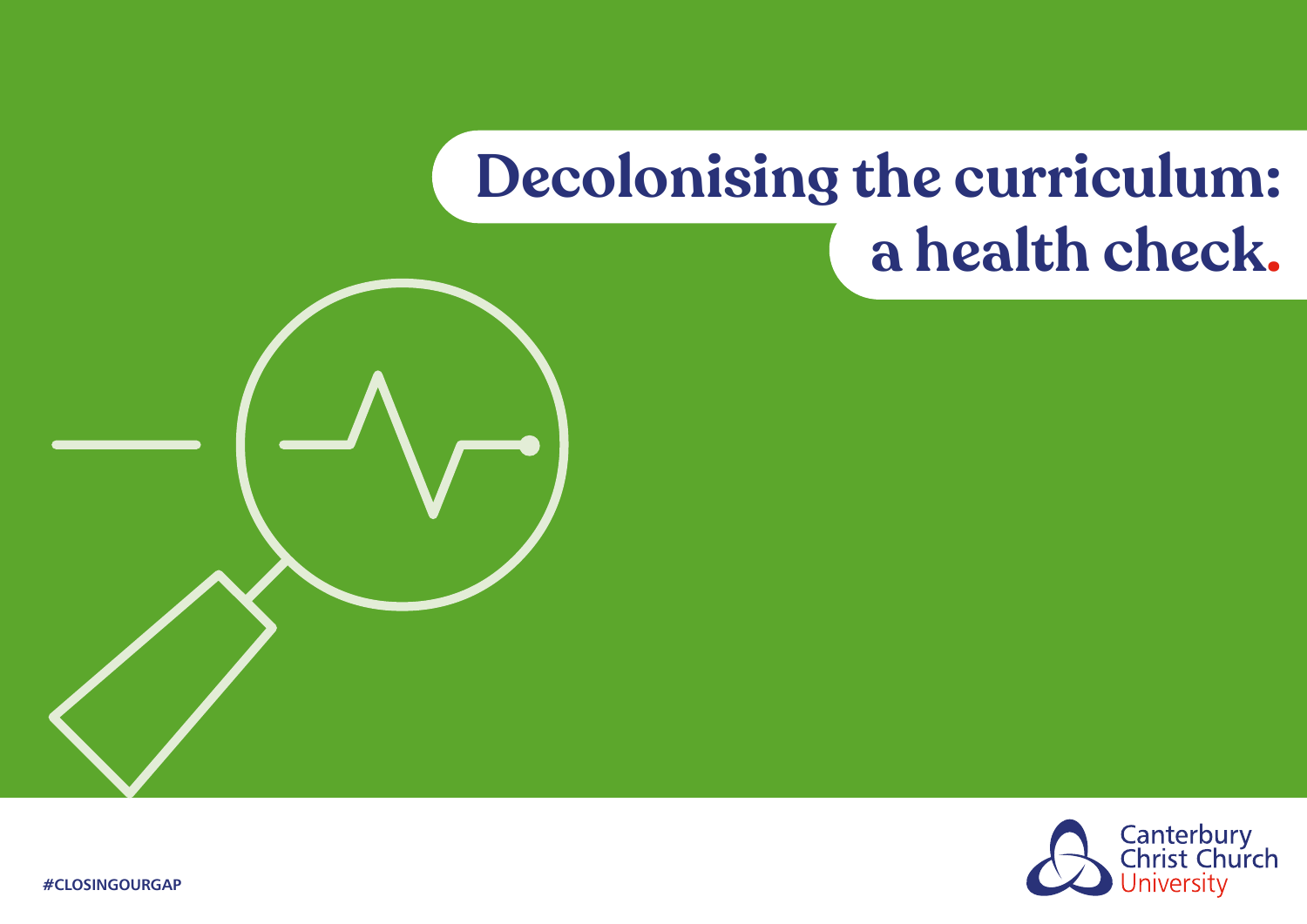# Decolonising the curriculum: a health check.

#CLOSINGOURGAP

Canterbury Christ Church University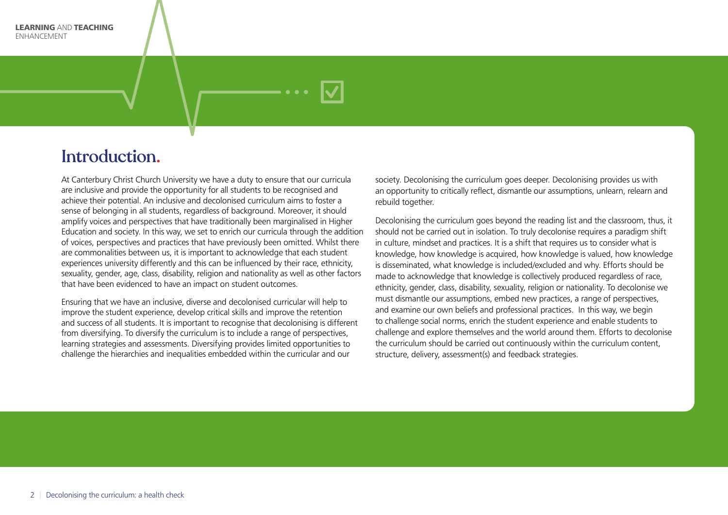# Introduction.

At Canterbury Christ Church University we have a duty to ensure that our curricula are inclusive and provide the opportunity for all students to be recognised and achieve their potential. An inclusive and decolonised curriculum aims to foster a sense of belonging in all students, regardless of background. Moreover, it should amplify voices and perspectives that have traditionally been marginalised in Higher Education and society. In this way, we set to enrich our curricula through the addition of voices, perspectives and practices that have previously been omitted. Whilst there are commonalities between us, it is important to acknowledge that each student experiences university differently and this can be influenced by their race, ethnicity, sexuality, gender, age, class, disability, religion and nationality as well as other factors that have been evidenced to have an impact on student outcomes.

Ensuring that we have an inclusive, diverse and decolonised curricular will help to improve the student experience, develop critical skills and improve the retention and success of all students. It is important to recognise that decolonising is different from diversifying. To diversify the curriculum is to include a range of perspectives, learning strategies and assessments. Diversifying provides limited opportunities to challenge the hierarchies and inequalities embedded within the curricular and our society. Decolonising the curriculum goes deeper. Decolonising provides us with an opportunity to critically reflect, dismantle our assumptions, unlearn, relearn and rebuild together.

Decolonising the curriculum goes beyond the reading list and the classroom, thus, it should not be carried out in isolation. To truly decolonise requires a paradigm shift in culture, mindset and practices. It is a shift that requires us to consider what is knowledge, how knowledge is acquired, how knowledge is valued, how knowledge is disseminated, what knowledge is included/excluded and why. Efforts should be made to acknowledge that knowledge is collectively produced regardless of race, ethnicity, gender, class, disability, sexuality, religion or nationality. To decolonise we must dismantle our assumptions, embed new practices, a range of perspectives, and examine our own beliefs and professional practices. In this way, we begin to challenge social norms, enrich the student experience and enable students to challenge and explore themselves and the world around them. Efforts to decolonise the curriculum should be carried out continuously within the curriculum content, structure, delivery, assessment(s) and feedback strategies.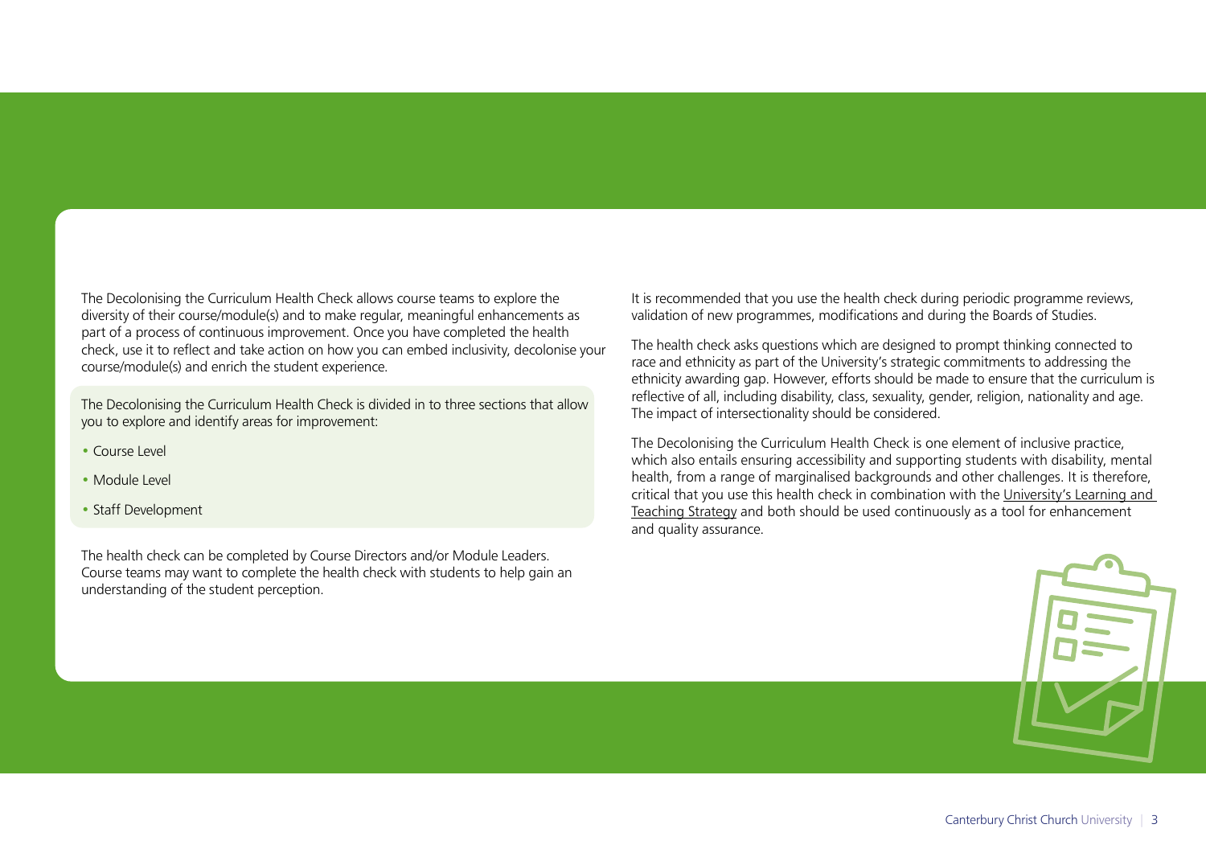The Decolonising the Curriculum Health Check allows course teams to explore the diversity of their course/module(s) and to make regular, meaningful enhancements as part of a process of continuous improvement. Once you have completed the health check, use it to reflect and take action on how you can embed inclusivity, decolonise your course/module(s) and enrich the student experience.

The Decolonising the Curriculum Health Check is divided in to three sections that allow you to explore and identify areas for improvement:

- Course Level
- Module Level
- Staff Development

The health check can be completed by Course Directors and/or Module Leaders. Course teams may want to complete the health check with students to help gain an understanding of the student perception.

It is recommended that you use the health check during periodic programme reviews, validation of new programmes, modifications and during the Boards of Studies.

The health check asks questions which are designed to prompt thinking connected to race and ethnicity as part of the University's strategic commitments to addressing the ethnicity awarding gap. However, efforts should be made to ensure that the curriculum is reflective of all, including disability, class, sexuality, gender, religion, nationality and age. The impact of intersectionality should be considered.

The Decolonising the Curriculum Health Check is one element of inclusive practice, which also entails ensuring accessibility and supporting students with disability, mental health, from a range of marginalised backgrounds and other challenges. It is therefore, critical that you use this health check in combination with the University's Learning and Teaching Strategy and both should be used continuously as a tool for enhancement and quality assurance.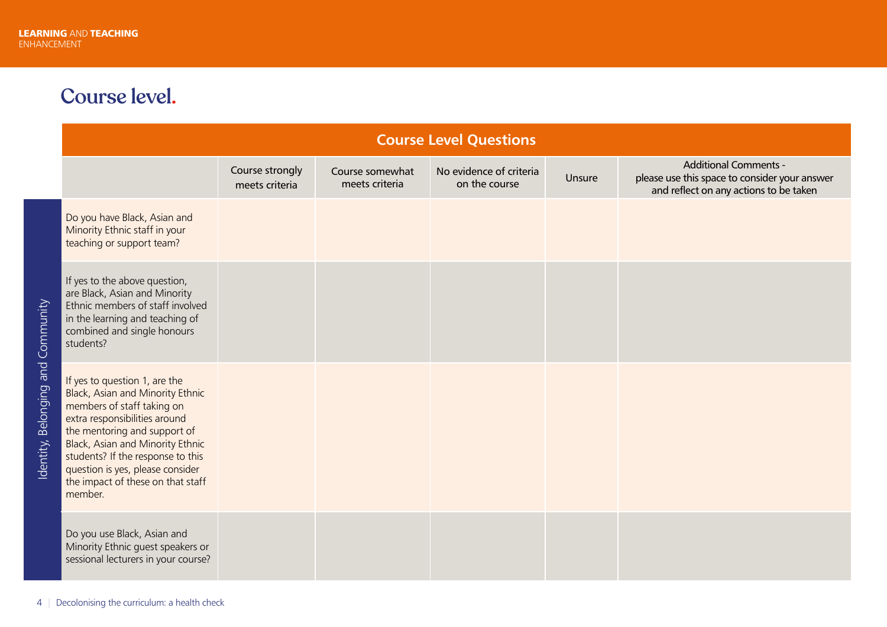## Course level.

| Course Level Questions | | | | | |
|---|---|---|---|---|---|
| | Course strongly meets criteria | Course somewhat meets criteria | No evidence of criteria on the course | Unsure | Additional Comments - please use this space to consider your answer and reflect on any actions to be taken |
| **Identity, Belonging and Community** | | | | | |
| Do you have Black, Asian and Minority Ethnic staff in your teaching or support team? | | | | | |
| If yes to the above question, are Black, Asian and Minority Ethnic members of staff involved in the learning and teaching of combined and single honours students? | | | | | |
| If yes to question 1, are the Black, Asian and Minority Ethnic members of staff taking on extra responsibilities around the mentoring and support of Black, Asian and Minority Ethnic students? If the response to this question is yes, please consider the impact of these on that staff member. | | | | | |
| Do you use Black, Asian and Minority Ethnic guest speakers or sessional lecturers in your course? | | | | | |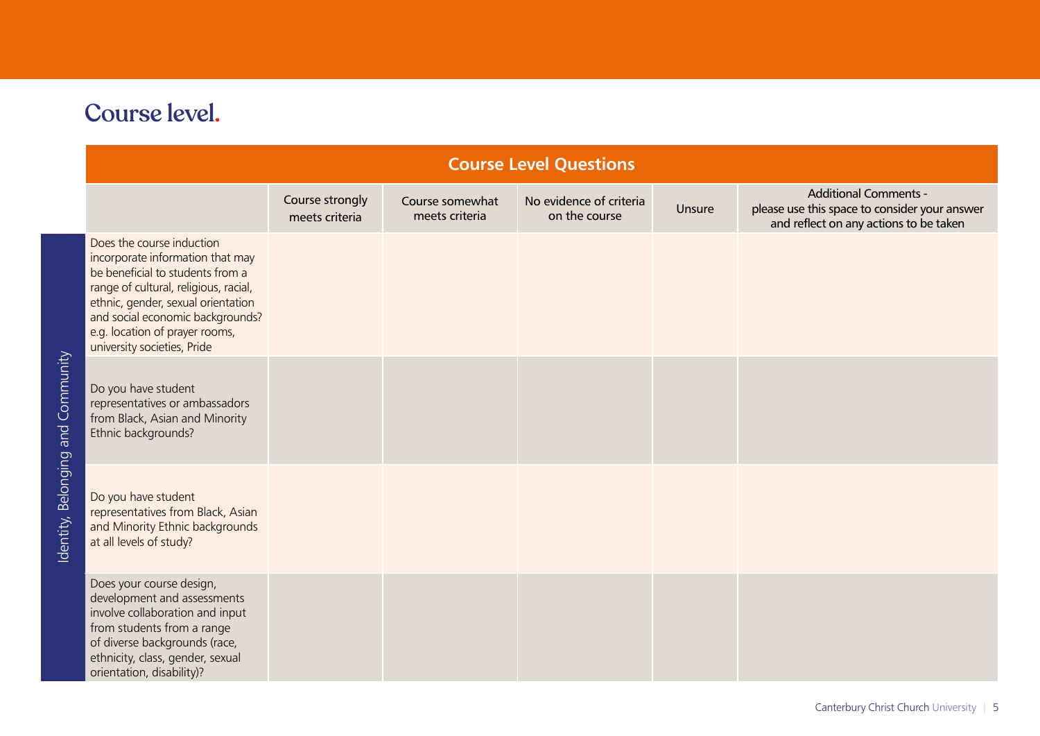# Course level.

| Identity, Belonging and Community | Course Level Questions | Course strongly meets criteria | Course somewhat meets criteria | No evidence of criteria on the course | Unsure | Additional Comments - please use this space to consider your answer and reflect on any actions to be taken |
|---|---|---|---|---|---|---|
| | Does the course induction incorporate information that may be beneficial to students from a range of cultural, religious, racial, ethnic, gender, sexual orientation and social economic backgrounds? e.g. location of prayer rooms, university societies, Pride | | | | | |
| | Do you have student representatives or ambassadors from Black, Asian and Minority Ethnic backgrounds? | | | | | |
| | Do you have student representatives from Black, Asian and Minority Ethnic backgrounds at all levels of study? | | | | | |
| | Does your course design, development and assessments involve collaboration and input from students from a range of diverse backgrounds (race, ethnicity, class, gender, sexual orientation, disability)? | | | | | |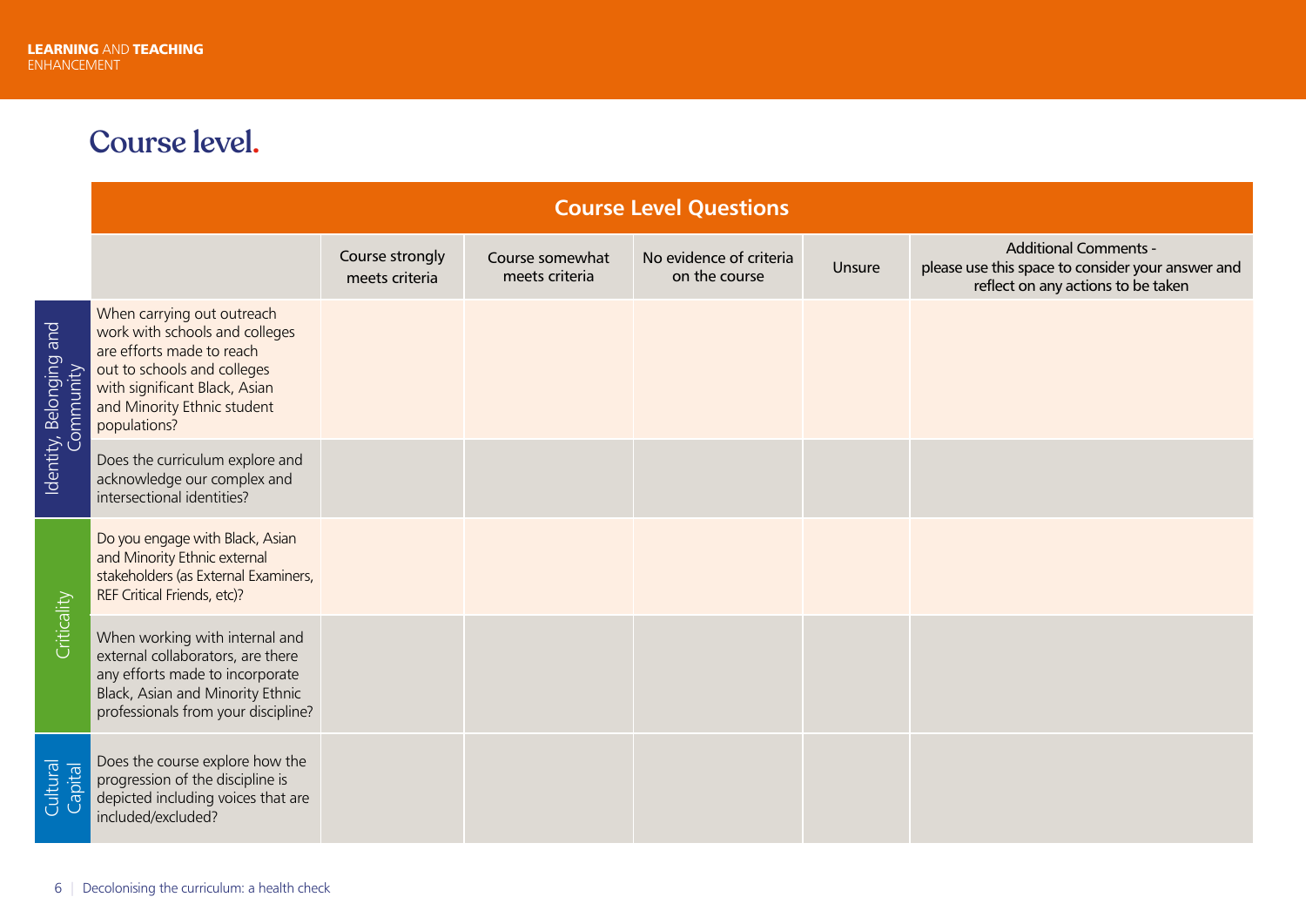## Course level.

| Course Level Questions | | | | | | |
|---|---|---|---|---|---|---|
| | | Course strongly meets criteria | Course somewhat meets criteria | No evidence of criteria on the course | Unsure | Additional Comments - please use this space to consider your answer and reflect on any actions to be taken |
| Identity, Belonging and Community | When carrying out outreach work with schools and colleges are efforts made to reach out to schools and colleges with significant Black, Asian and Minority Ethnic student populations? | | | | | |
| | Does the curriculum explore and acknowledge our complex and intersectional identities? | | | | | |
| Criticality | Do you engage with Black, Asian and Minority Ethnic external stakeholders (as External Examiners, REF Critical Friends, etc)? | | | | | |
| | When working with internal and external collaborators, are there any efforts made to incorporate Black, Asian and Minority Ethnic professionals from your discipline? | | | | | |
| Cultural Capital | Does the course explore how the progression of the discipline is depicted including voices that are included/excluded? | | | | | |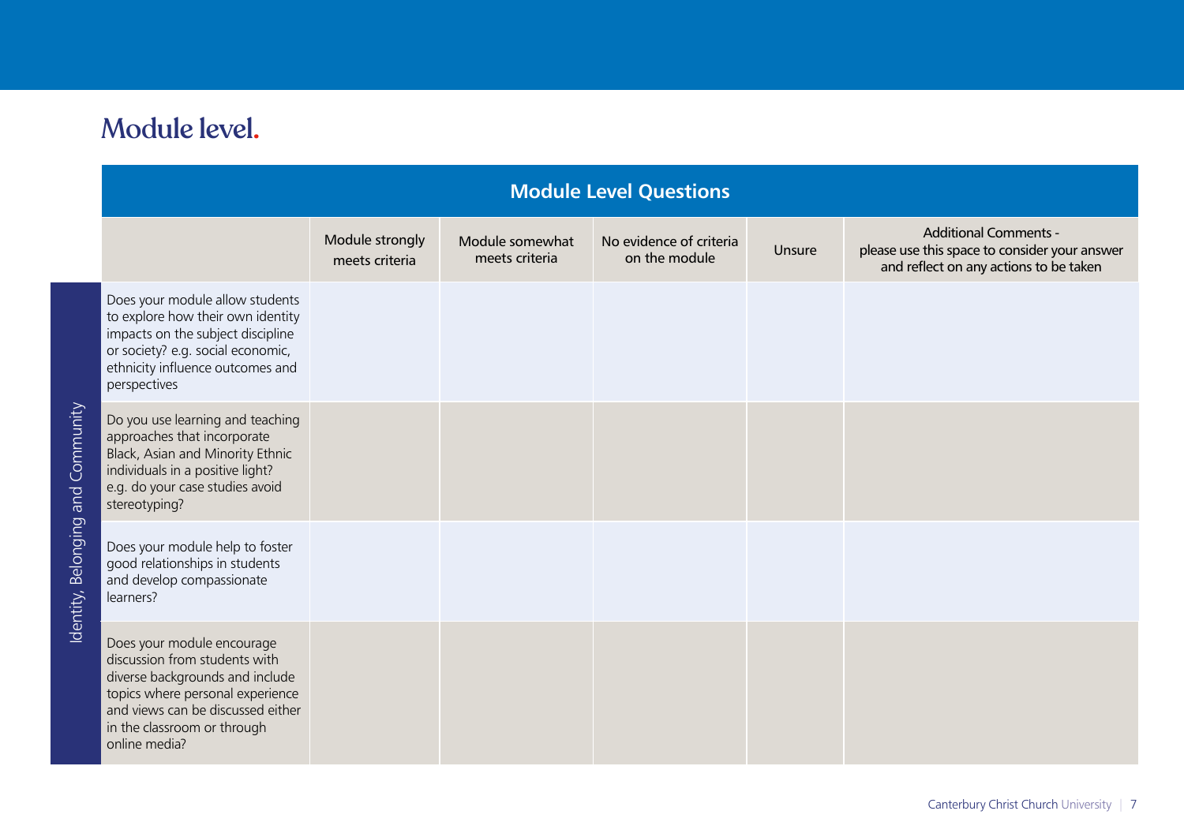## Module level.

| Module Level Questions | | | | | | |
|---|---|---|---|---|---|---|
| | | Module strongly meets criteria | Module somewhat meets criteria | No evidence of criteria on the module | Unsure | Additional Comments - please use this space to consider your answer and reflect on any actions to be taken |
| Identity, Belonging and Community | Does your module allow students to explore how their own identity impacts on the subject discipline or society? e.g. social economic, ethnicity influence outcomes and perspectives | | | | | |
| | Do you use learning and teaching approaches that incorporate Black, Asian and Minority Ethnic individuals in a positive light? e.g. do your case studies avoid stereotyping? | | | | | |
| | Does your module help to foster good relationships in students and develop compassionate learners? | | | | | |
| | Does your module encourage discussion from students with diverse backgrounds and include topics where personal experience and views can be discussed either in the classroom or through online media? | | | | | |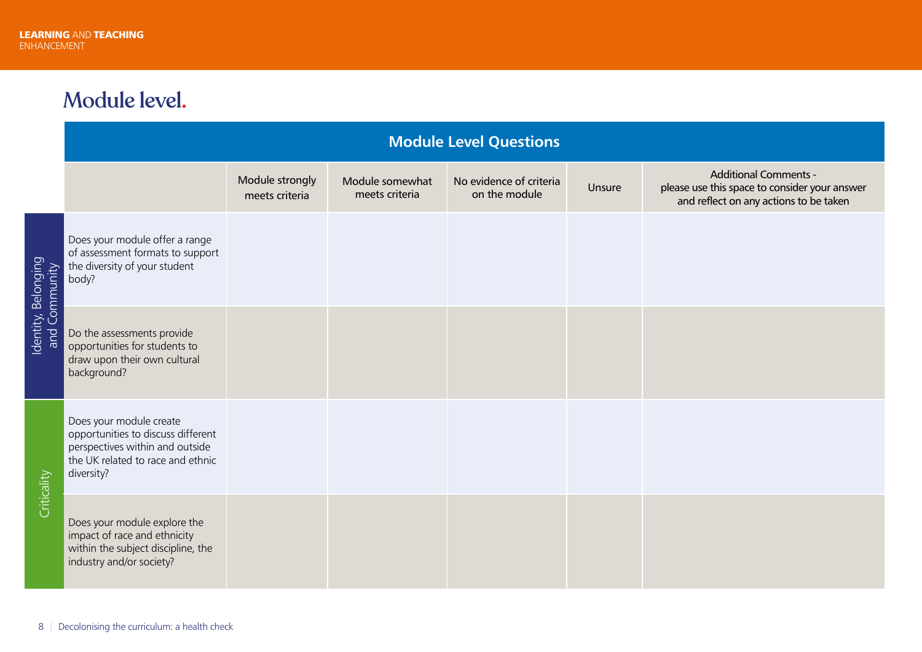## Module level.

| Module Level Questions | | | | | | |
|---|---|---|---|---|---|---|
| | | Module strongly meets criteria | Module somewhat meets criteria | No evidence of criteria on the module | Unsure | Additional Comments - please use this space to consider your answer and reflect on any actions to be taken |
| Identity, Belonging and Community | Does your module offer a range of assessment formats to support the diversity of your student body? | | | | | |
| | Do the assessments provide opportunities for students to draw upon their own cultural background? | | | | | |
| Criticality | Does your module create opportunities to discuss different perspectives within and outside the UK related to race and ethnic diversity? | | | | | |
| | Does your module explore the impact of race and ethnicity within the subject discipline, the industry and/or society? | | | | | |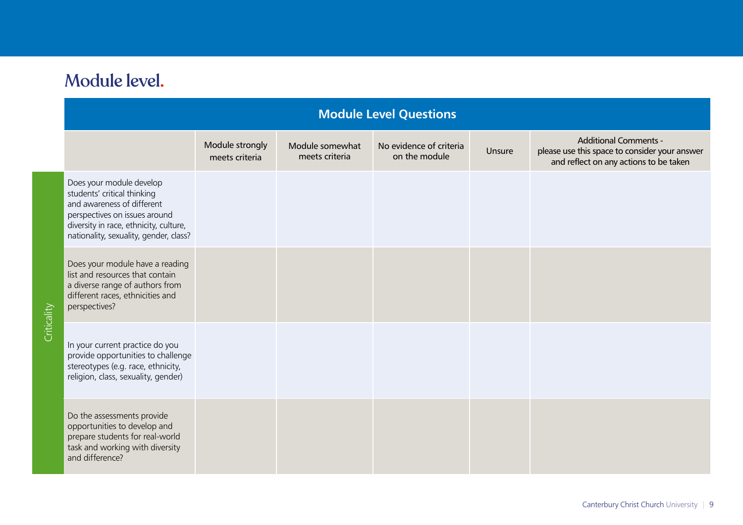# Module level.

| Module Level Questions | | | | | | |
|---|---|---|---|---|---|---|
| | | Module strongly meets criteria | Module somewhat meets criteria | No evidence of criteria on the module | Unsure | Additional Comments - please use this space to consider your answer and reflect on any actions to be taken |
| Criticality | Does your module develop students' critical thinking and awareness of different perspectives on issues around diversity in race, ethnicity, culture, nationality, sexuality, gender, class? | | | | | |
| | Does your module have a reading list and resources that contain a diverse range of authors from different races, ethnicities and perspectives? | | | | | |
| | In your current practice do you provide opportunities to challenge stereotypes (e.g. race, ethnicity, religion, class, sexuality, gender) | | | | | |
| | Do the assessments provide opportunities to develop and prepare students for real-world task and working with diversity and difference? | | | | | |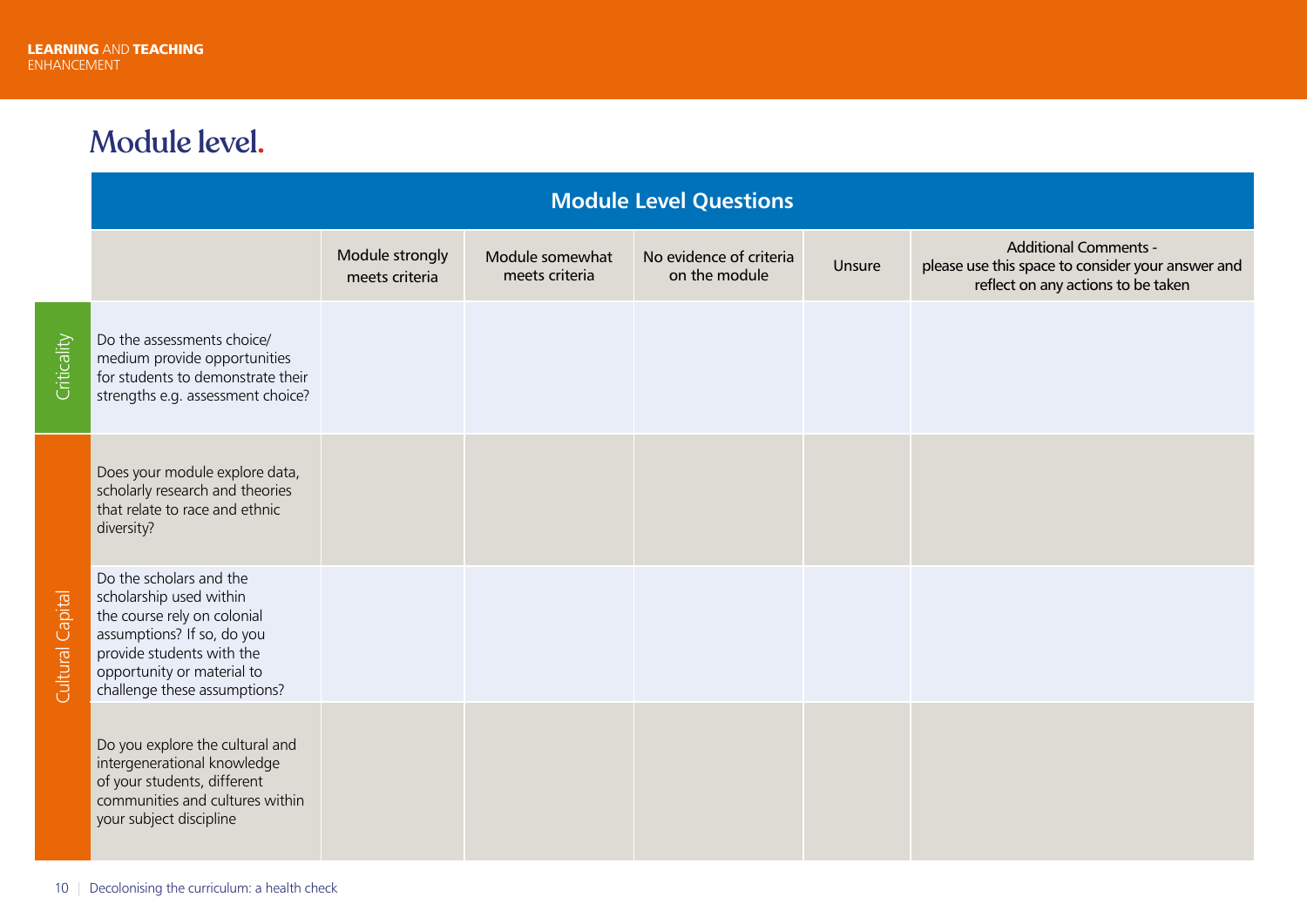# Module level.

| Module Level Questions | | | | | | |
|---|---|---|---|---|---|---|
| | | Module strongly meets criteria | Module somewhat meets criteria | No evidence of criteria on the module | Unsure | Additional Comments - please use this space to consider your answer and reflect on any actions to be taken |
| Criticality | Do the assessments choice/ medium provide opportunities for students to demonstrate their strengths e.g. assessment choice? | | | | | |
| Cultural Capital | Does your module explore data, scholarly research and theories that relate to race and ethnic diversity? | | | | | |
| | Do the scholars and the scholarship used within the course rely on colonial assumptions? If so, do you provide students with the opportunity or material to challenge these assumptions? | | | | | |
| | Do you explore the cultural and intergenerational knowledge of your students, different communities and cultures within your subject discipline | | | | | |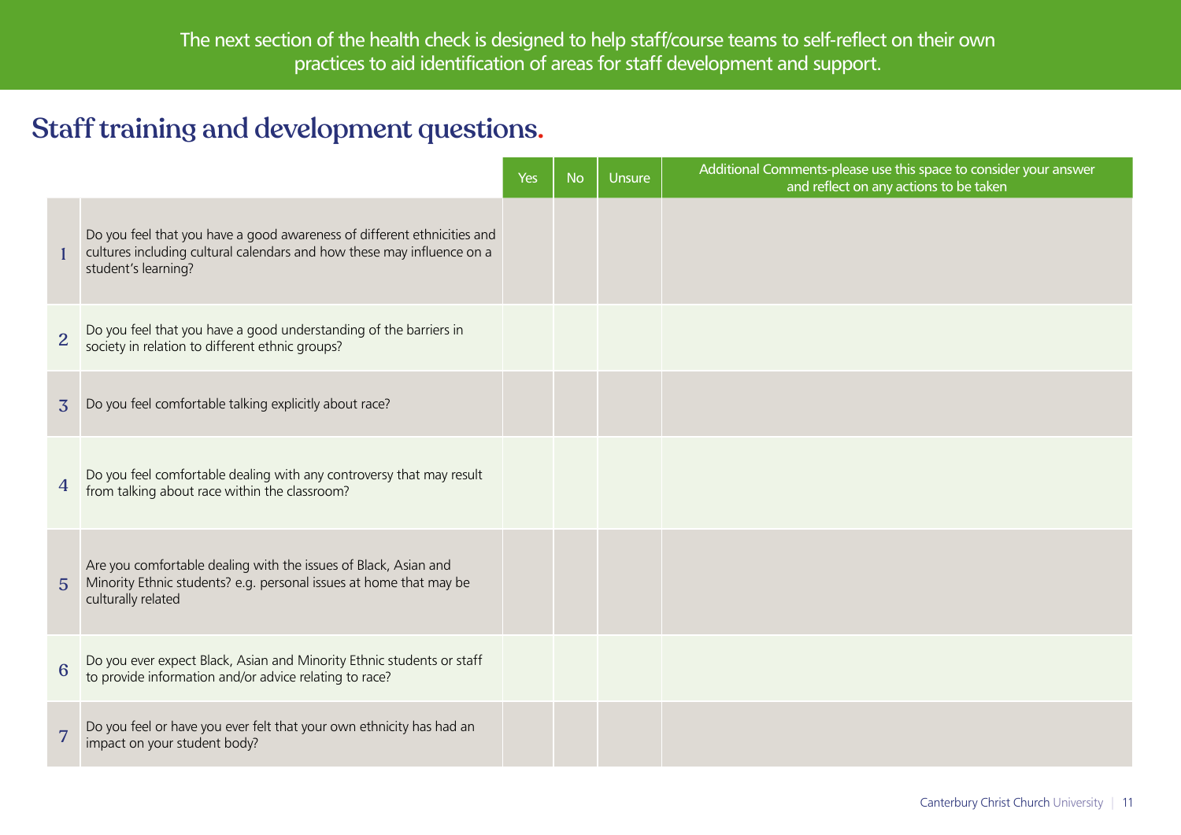The next section of the health check is designed to help staff/course teams to self-reflect on their own practices to aid identification of areas for staff development and support.

## Staff training and development questions.

| | | Yes | No | Unsure | Additional Comments-please use this space to consider your answer and reflect on any actions to be taken |
|---|---|---|---|---|---|
| 1 | Do you feel that you have a good awareness of different ethnicities and cultures including cultural calendars and how these may influence on a student's learning? | | | | |
| 2 | Do you feel that you have a good understanding of the barriers in society in relation to different ethnic groups? | | | | |
| 3 | Do you feel comfortable talking explicitly about race? | | | | |
| 4 | Do you feel comfortable dealing with any controversy that may result from talking about race within the classroom? | | | | |
| 5 | Are you comfortable dealing with the issues of Black, Asian and Minority Ethnic students? e.g. personal issues at home that may be culturally related | | | | |
| 6 | Do you ever expect Black, Asian and Minority Ethnic students or staff to provide information and/or advice relating to race? | | | | |
| 7 | Do you feel or have you ever felt that your own ethnicity has had an impact on your student body? | | | | |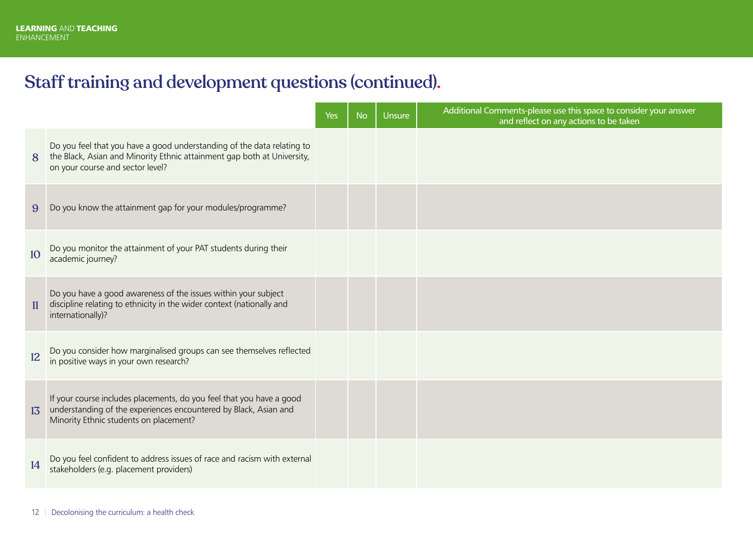# Staff training and development questions (continued).

| | | Yes | No | Unsure | Additional Comments-please use this space to consider your answer and reflect on any actions to be taken |
|---|---|---|---|---|---|
| 8 | Do you feel that you have a good understanding of the data relating to the Black, Asian and Minority Ethnic attainment gap both at University, on your course and sector level? | | | | |
| 9 | Do you know the attainment gap for your modules/programme? | | | | |
| 10 | Do you monitor the attainment of your PAT students during their academic journey? | | | | |
| 11 | Do you have a good awareness of the issues within your subject discipline relating to ethnicity in the wider context (nationally and internationally)? | | | | |
| 12 | Do you consider how marginalised groups can see themselves reflected in positive ways in your own research? | | | | |
| 13 | If your course includes placements, do you feel that you have a good understanding of the experiences encountered by Black, Asian and Minority Ethnic students on placement? | | | | |
| 14 | Do you feel confident to address issues of race and racism with external stakeholders (e.g. placement providers) | | | | |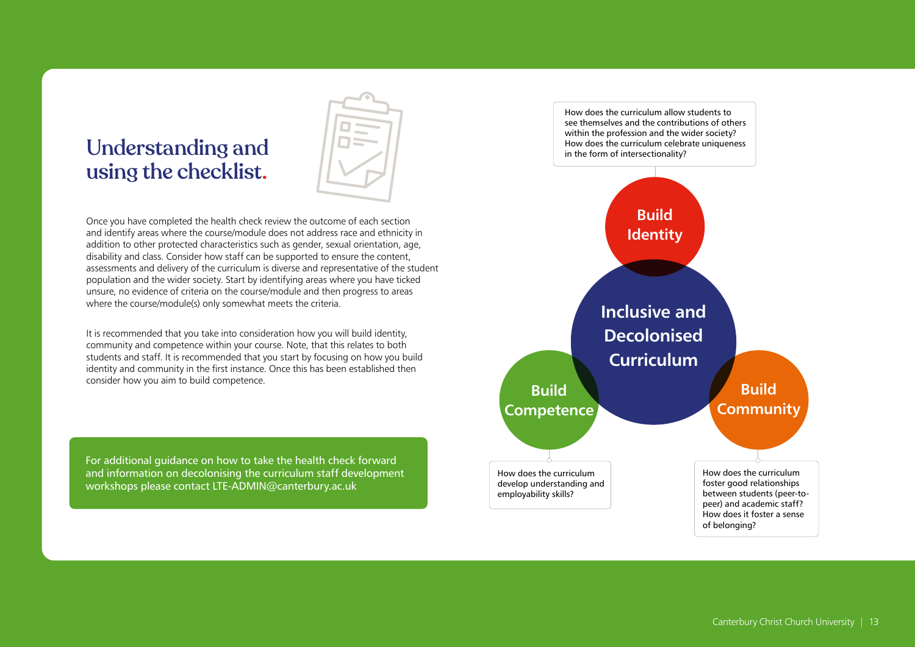# Understanding and using the checklist.

Once you have completed the health check review the outcome of each section and identify areas where the course/module does not address race and ethnicity in addition to other protected characteristics such as gender, sexual orientation, age, disability and class. Consider how staff can be supported to ensure the content, assessments and delivery of the curriculum is diverse and representative of the student population and the wider society. Start by identifying areas where you have ticked unsure, no evidence of criteria on the course/module and then progress to areas where the course/module(s) only somewhat meets the criteria.

It is recommended that you take into consideration how you will build identity, community and competence within your course. Note, that this relates to both students and staff. It is recommended that you start by focusing on how you build identity and community in the first instance. Once this has been established then consider how you aim to build competence.

For additional guidance on how to take the health check forward and information on decolonising the curriculum staff development workshops please contact LTE-ADMIN@canterbury.ac.uk

**Inclusive and Decolonised Curriculum**

**Build Identity**

How does the curriculum allow students to see themselves and the contributions of others within the profession and the wider society? How does the curriculum celebrate uniqueness in the form of intersectionality?

**Build Competence**

How does the curriculum develop understanding and employability skills?

**Build Community**

How does the curriculum foster good relationships between students (peer-to-peer) and academic staff? How does it foster a sense of belonging?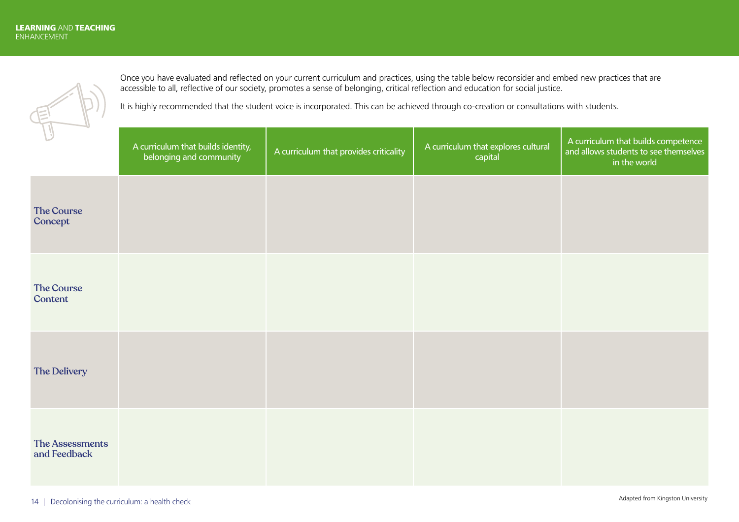Once you have evaluated and reflected on your current curriculum and practices, using the table below reconsider and embed new practices that are accessible to all, reflective of our society, promotes a sense of belonging, critical reflection and education for social justice.

It is highly recommended that the student voice is incorporated. This can be achieved through co-creation or consultations with students.

| | A curriculum that builds identity, belonging and community | A curriculum that provides criticality | A curriculum that explores cultural capital | A curriculum that builds competence and allows students to see themselves in the world |
|---|---|---|---|---|
| **The Course Concept** | | | | |
| **The Course Content** | | | | |
| **The Delivery** | | | | |
| **The Assessments and Feedback** | | | | |

Adapted from Kingston University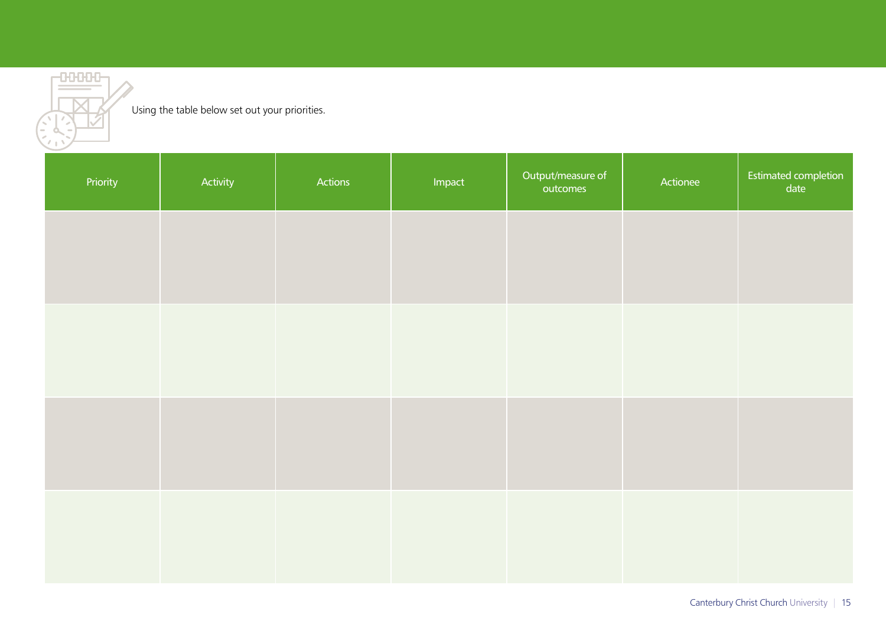Using the table below set out your priorities.

| Priority | Activity | Actions | Impact | Output/measure of outcomes | Actionee | Estimated completion date |
|---|---|---|---|---|---|---|
| | | | | | | |
| | | | | | | |
| | | | | | | |
| | | | | | | |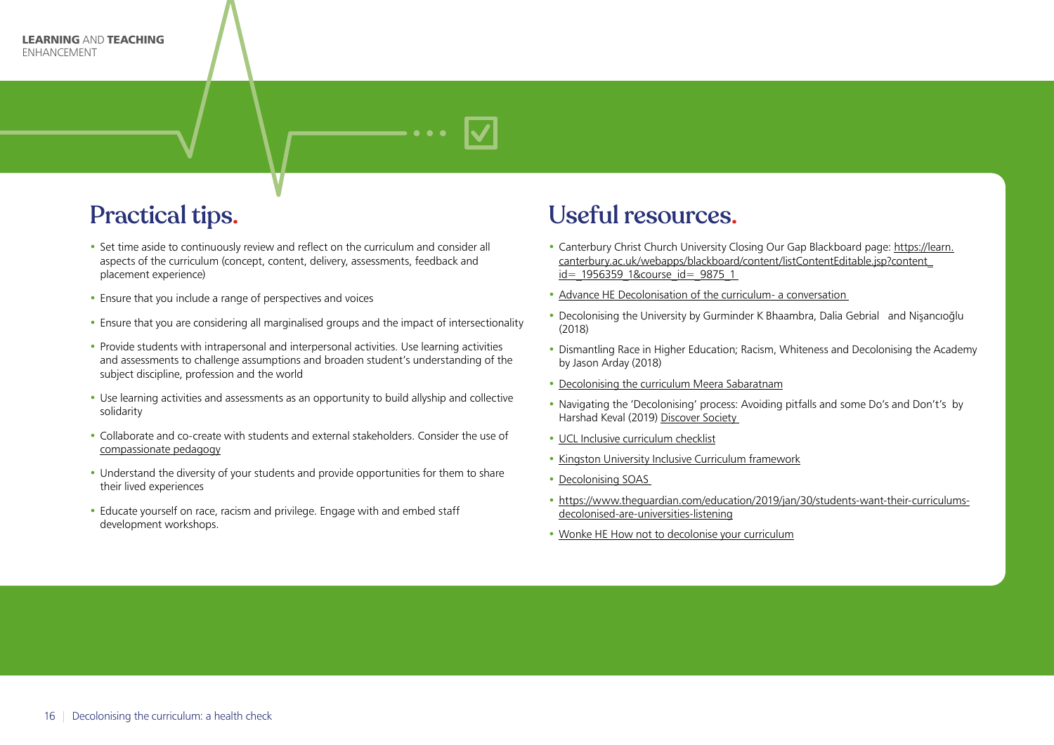## Practical tips.

- Set time aside to continuously review and reflect on the curriculum and consider all aspects of the curriculum (concept, content, delivery, assessments, feedback and placement experience)
- Ensure that you include a range of perspectives and voices
- Ensure that you are considering all marginalised groups and the impact of intersectionality
- Provide students with intrapersonal and interpersonal activities. Use learning activities and assessments to challenge assumptions and broaden student's understanding of the subject discipline, profession and the world
- Use learning activities and assessments as an opportunity to build allyship and collective solidarity
- Collaborate and co-create with students and external stakeholders. Consider the use of compassionate pedagogy
- Understand the diversity of your students and provide opportunities for them to share their lived experiences
- Educate yourself on race, racism and privilege. Engage with and embed staff development workshops.

## Useful resources.

- Canterbury Christ Church University Closing Our Gap Blackboard page: https://learn.canterbury.ac.uk/webapps/blackboard/content/listContentEditable.jsp?content_id=_1956359_1&course_id=_9875_1
- Advance HE Decolonisation of the curriculum- a conversation
- Decolonising the University by Gurminder K Bhaambra, Dalia Gebrial and Nişancıoğlu (2018)
- Dismantling Race in Higher Education; Racism, Whiteness and Decolonising the Academy by Jason Arday (2018)
- Decolonising the curriculum Meera Sabaratnam
- Navigating the 'Decolonising' process: Avoiding pitfalls and some Do's and Don't's by Harshad Keval (2019) Discover Society
- UCL Inclusive curriculum checklist
- Kingston University Inclusive Curriculum framework
- Decolonising SOAS
- https://www.theguardian.com/education/2019/jan/30/students-want-their-curriculums-decolonised-are-universities-listening
- Wonke HE How not to decolonise your curriculum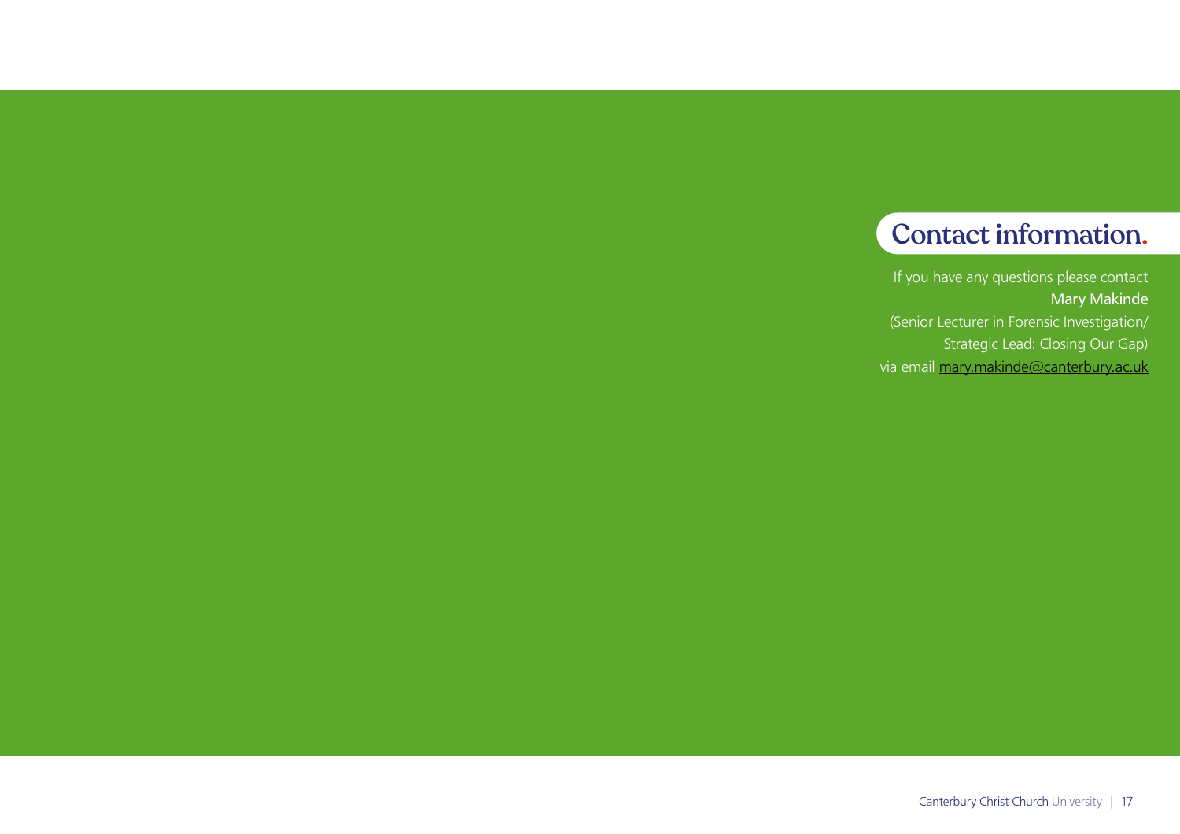# Contact information.

If you have any questions please contact **Mary Makinde** (Senior Lecturer in Forensic Investigation/ Strategic Lead: Closing Our Gap) via email [mary.makinde@canterbury.ac.uk](mailto:mary.makinde@canterbury.ac.uk)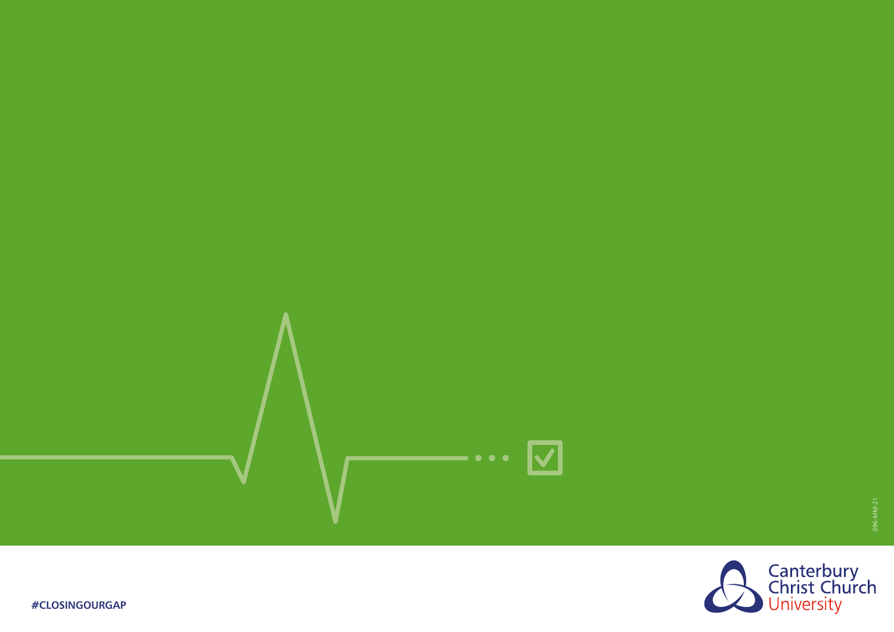096-MM-21

#CLOSINGOURGAP

Canterbury Christ Church University